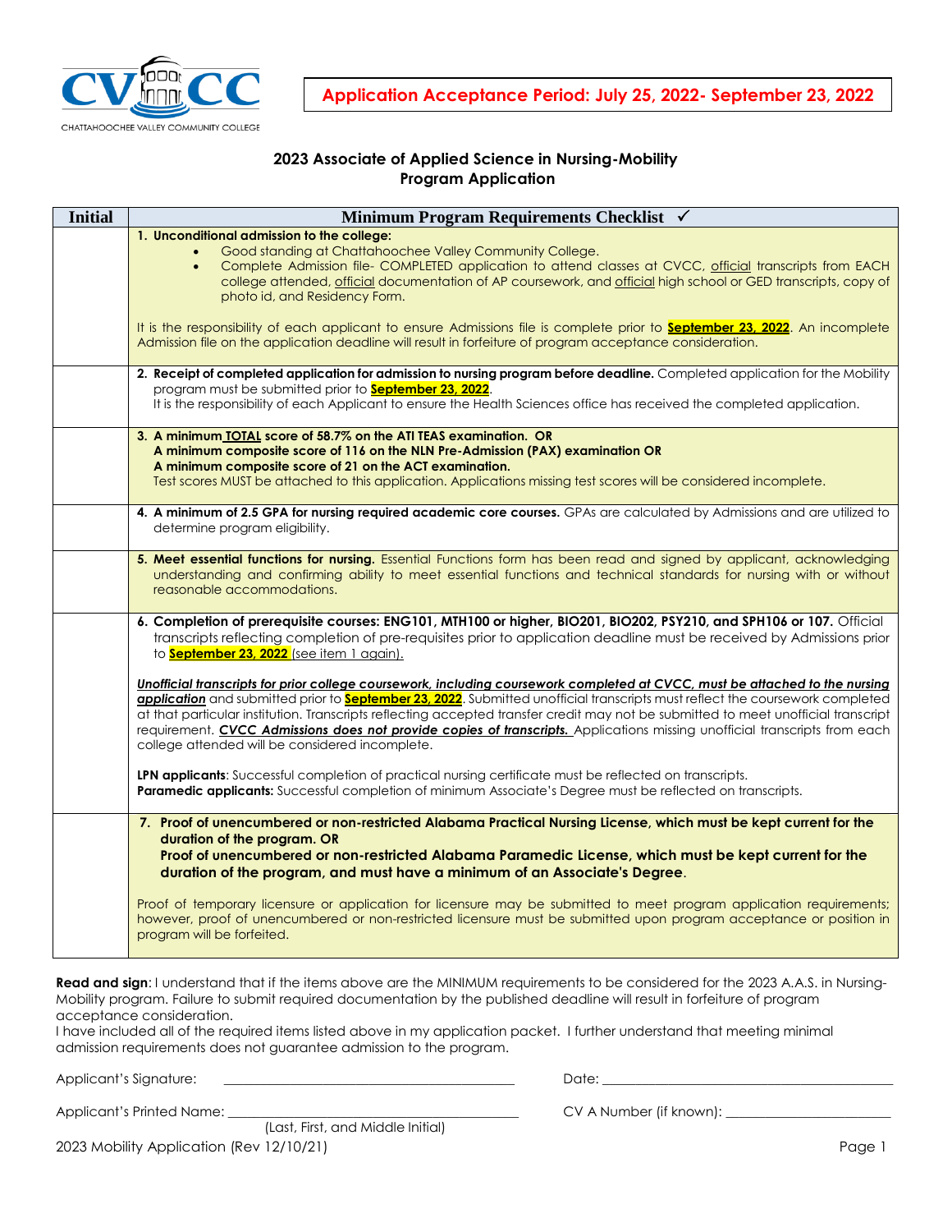CHATTAHOOCHEE VALLEY COMMUNITY COLLEGE

**Application Acceptance Period: July 25, 2022- September 23, 2022**

## 2023 Associate of Applied Science in Nursing-Mobility Program Application

| Initial | Minimum Program Requirements Checklist ✓ |
|---|---|
| | **1. Unconditional admission to the college:**<br>• Good standing at Chattahoochee Valley Community College.<br>• Complete Admission file- COMPLETED application to attend classes at CVCC, official transcripts from EACH college attended, official documentation of AP coursework, and official high school or GED transcripts, copy of photo id, and Residency Form.<br><br>It is the responsibility of each applicant to ensure Admissions file is complete prior to **September 23, 2022**. An incomplete Admission file on the application deadline will result in forfeiture of program acceptance consideration. |
| | **2. Receipt of completed application for admission to nursing program before deadline.** Completed application for the Mobility program must be submitted prior to **September 23, 2022**.<br>It is the responsibility of each Applicant to ensure the Health Sciences office has received the completed application. |
| | **3. A minimum TOTAL score of 58.7% on the ATI TEAS examination. OR**<br>**A minimum composite score of 116 on the NLN Pre-Admission (PAX) examination OR**<br>**A minimum composite score of 21 on the ACT examination.**<br>Test scores MUST be attached to this application. Applications missing test scores will be considered incomplete. |
| | **4. A minimum of 2.5 GPA for nursing required academic core courses.** GPAs are calculated by Admissions and are utilized to determine program eligibility. |
| | **5. Meet essential functions for nursing.** Essential Functions form has been read and signed by applicant, acknowledging understanding and confirming ability to meet essential functions and technical standards for nursing with or without reasonable accommodations. |
| | **6. Completion of prerequisite courses: ENG101, MTH100 or higher, BIO201, BIO202, PSY210, and SPH106 or 107.** Official transcripts reflecting completion of pre-requisites prior to application deadline must be received by Admissions prior to **September 23, 2022** (see item 1 again).<br><br>***Unofficial transcripts for prior college coursework, including coursework completed at CVCC, must be attached to the nursing application*** and submitted prior to **September 23, 2022**. Submitted unofficial transcripts must reflect the coursework completed at that particular institution. Transcripts reflecting accepted transfer credit may not be submitted to meet unofficial transcript requirement. ***CVCC Admissions does not provide copies of transcripts.*** Applications missing unofficial transcripts from each college attended will be considered incomplete.<br><br>**LPN applicants**: Successful completion of practical nursing certificate must be reflected on transcripts.<br>**Paramedic applicants:** Successful completion of minimum Associate's Degree must be reflected on transcripts. |
| | **7. Proof of unencumbered or non-restricted Alabama Practical Nursing License, which must be kept current for the duration of the program. OR**<br>**Proof of unencumbered or non-restricted Alabama Paramedic License, which must be kept current for the duration of the program, and must have a minimum of an Associate's Degree.**<br><br>Proof of temporary licensure or application for licensure may be submitted to meet program application requirements; however, proof of unencumbered or non-restricted licensure must be submitted upon program acceptance or position in program will be forfeited. |

**Read and sign**: I understand that if the items above are the MINIMUM requirements to be considered for the 2023 A.A.S. in Nursing-Mobility program. Failure to submit required documentation by the published deadline will result in forfeiture of program acceptance consideration.
I have included all of the required items listed above in my application packet. I further understand that meeting minimal admission requirements does not guarantee admission to the program.

Applicant's Signature: ______________________________ Date: ______________________________

Applicant's Printed Name: ______________________________ CV A Number (if known): ______________________
(Last, First, and Middle Initial)

2023 Mobility Application (Rev 12/10/21)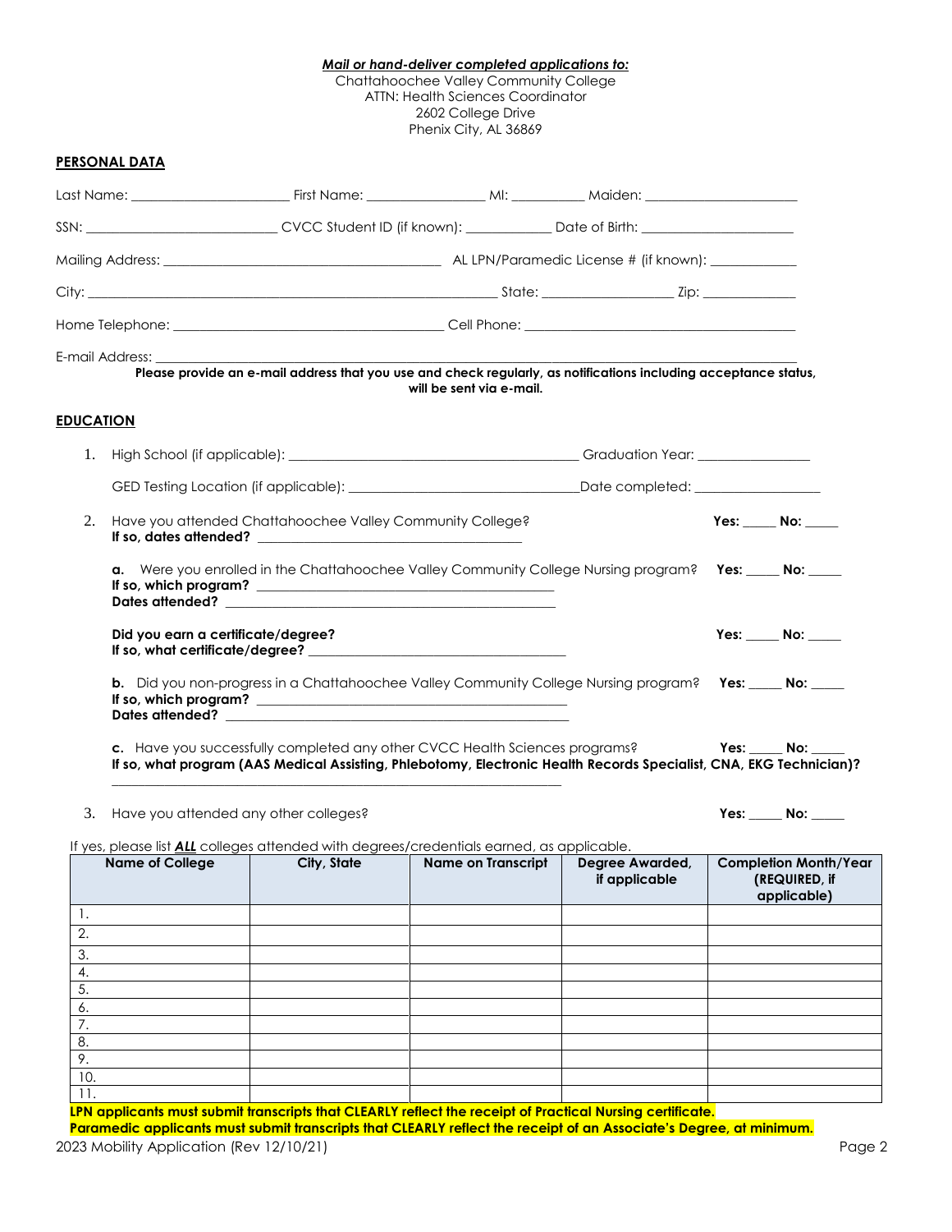***Mail or hand-deliver completed applications to:***
Chattahoochee Valley Community College
ATTN: Health Sciences Coordinator
2602 College Drive
Phenix City, AL 36869

## PERSONAL DATA

Last Name: ______________________ First Name: _________________ MI: __________ Maiden: ______________________

SSN: ___________________________ CVCC Student ID (if known): ____________ Date of Birth: ______________________

Mailing Address: ________________________________________ AL LPN/Paramedic License # (if known): ____________

City: ___________________________________________________________ State: __________________ Zip: _____________

Home Telephone: ______________________________________ Cell Phone: _______________________________________

E-mail Address: ___________________________________________________________________________________________

**Please provide an e-mail address that you use and check regularly, as notifications including acceptance status, will be sent via e-mail.**

## EDUCATION

1. High School (if applicable): __________________________________________ Graduation Year: ________________

   GED Testing Location (if applicable): _________________________________Date completed: __________________

2. Have you attended Chattahoochee Valley Community College? **Yes: _____ No: _____**
   **If so, dates attended?** ______________________________________

   **a.** Were you enrolled in the Chattahoochee Valley Community College Nursing program? **Yes: _____ No: _____**
   **If so, which program?** ___________________________________________
   **Dates attended?** ________________________________________________

   **Did you earn a certificate/degree?** **Yes: _____ No: _____**
   **If so, what certificate/degree?** ______________________________________

   **b.** Did you non-progress in a Chattahoochee Valley Community College Nursing program? **Yes: _____ No: _____**
   **If so, which program?** ___________________________________________
   **Dates attended?** ________________________________________________

   **c.** Have you successfully completed any other CVCC Health Sciences programs? **Yes: _____ No: _____**
   **If so, what program (AAS Medical Assisting, Phlebotomy, Electronic Health Records Specialist, CNA, EKG Technician)?**
   _________________________________________________________________

3. Have you attended any other colleges? **Yes: _____ No: _____**

If yes, please list ***ALL*** colleges attended with degrees/credentials earned, as applicable.

| Name of College | City, State | Name on Transcript | Degree Awarded, if applicable | Completion Month/Year (REQUIRED, if applicable) |
|---|---|---|---|---|
| 1. | | | | |
| 2. | | | | |
| 3. | | | | |
| 4. | | | | |
| 5. | | | | |
| 6. | | | | |
| 7. | | | | |
| 8. | | | | |
| 9. | | | | |
| 10. | | | | |
| 11. | | | | |

**LPN applicants must submit transcripts that CLEARLY reflect the receipt of Practical Nursing certificate.**
**Paramedic applicants must submit transcripts that CLEARLY reflect the receipt of an Associate's Degree, at minimum.**

2023 Mobility Application (Rev 12/10/21)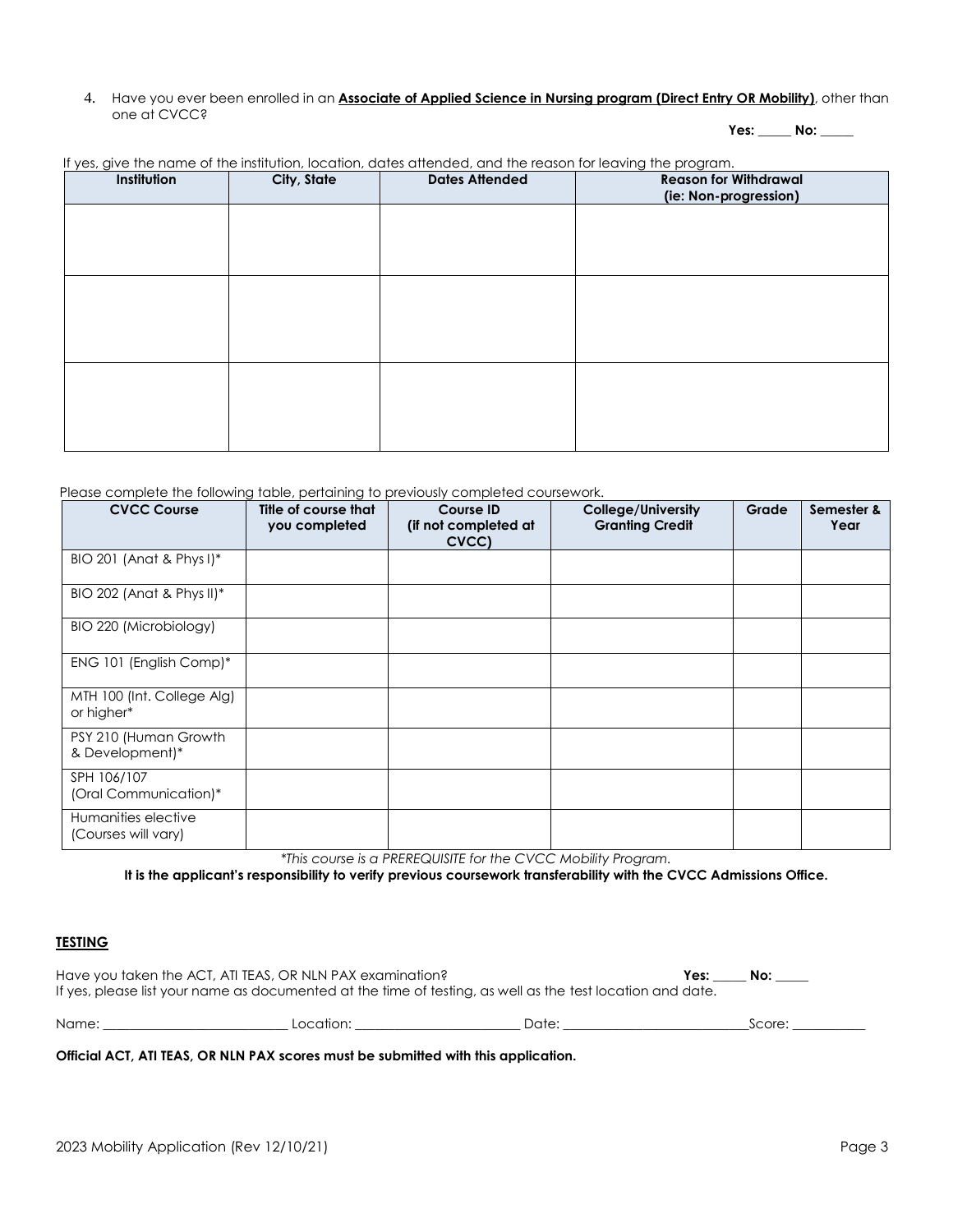4. Have you ever been enrolled in an **Associate of Applied Science in Nursing program (Direct Entry OR Mobility)**, other than one at CVCC?

**Yes:** _____ **No:** _____

If yes, give the name of the institution, location, dates attended, and the reason for leaving the program.

| Institution | City, State | Dates Attended | Reason for Withdrawal (ie: Non-progression) |
|---|---|---|---|
| | | | |
| | | | |
| | | | |

Please complete the following table, pertaining to previously completed coursework.

| CVCC Course | Title of course that you completed | Course ID (if not completed at CVCC) | College/University Granting Credit | Grade | Semester & Year |
|---|---|---|---|---|---|
| BIO 201 (Anat & Phys I)* | | | | | |
| BIO 202 (Anat & Phys II)* | | | | | |
| BIO 220 (Microbiology) | | | | | |
| ENG 101 (English Comp)* | | | | | |
| MTH 100 (Int. College Alg) or higher* | | | | | |
| PSY 210 (Human Growth & Development)* | | | | | |
| SPH 106/107 (Oral Communication)* | | | | | |
| Humanities elective (Courses will vary) | | | | | |

*\*This course is a PREREQUISITE for the CVCC Mobility Program.*

**It is the applicant's responsibility to verify previous coursework transferability with the CVCC Admissions Office.**

## TESTING

Have you taken the ACT, ATI TEAS, OR NLN PAX examination? **Yes:** _____ **No:** _____

If yes, please list your name as documented at the time of testing, as well as the test location and date.

Name: __________________________ Location: ________________________ Date: ___________________________Score: ___________

**Official ACT, ATI TEAS, OR NLN PAX scores must be submitted with this application.**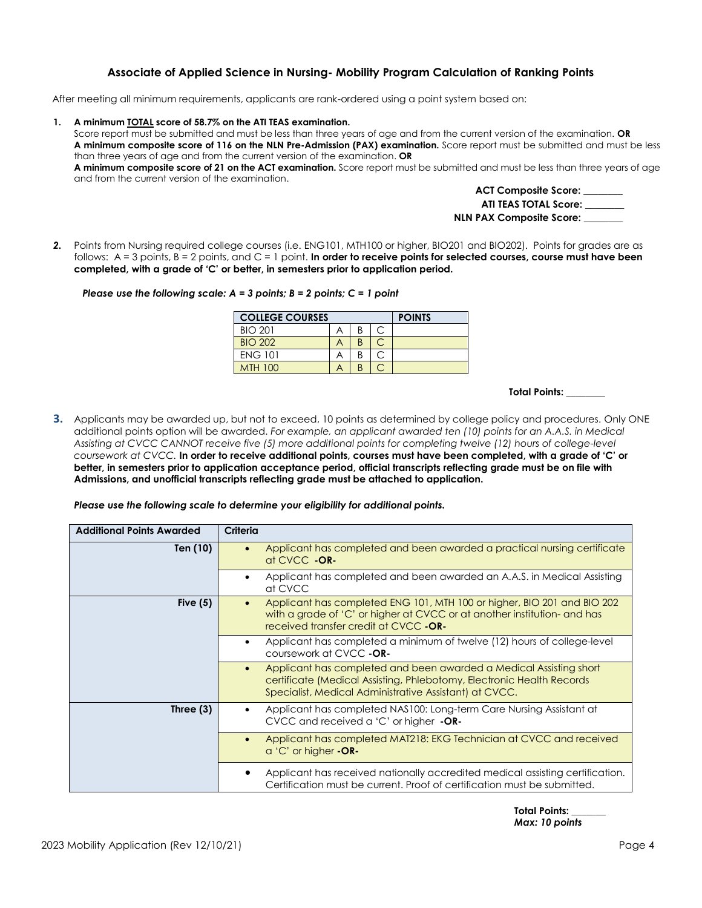### Associate of Applied Science in Nursing- Mobility Program Calculation of Ranking Points

After meeting all minimum requirements, applicants are rank-ordered using a point system based on:

1. **A minimum TOTAL score of 58.7% on the ATI TEAS examination.**
   Score report must be submitted and must be less than three years of age and from the current version of the examination. **OR**
   **A minimum composite score of 116 on the NLN Pre-Admission (PAX) examination.** Score report must be submitted and must be less than three years of age and from the current version of the examination. **OR**
   **A minimum composite score of 21 on the ACT examination.** Score report must be submitted and must be less than three years of age and from the current version of the examination.

**ACT Composite Score:** ________
**ATI TEAS TOTAL Score:** ________
**NLN PAX Composite Score:** ________

2. Points from Nursing required college courses (i.e. ENG101, MTH100 or higher, BIO201 and BIO202). Points for grades are as follows: A = 3 points, B = 2 points, and C = 1 point. **In order to receive points for selected courses, course must have been completed, with a grade of 'C' or better, in semesters prior to application period.**

***Please use the following scale: A = 3 points; B = 2 points; C = 1 point***

| COLLEGE COURSES | | | | POINTS |
|---|---|---|---|---|
| BIO 201 | A | B | C | |
| BIO 202 | A | B | C | |
| ENG 101 | A | B | C | |
| MTH 100 | A | B | C | |

**Total Points:** ________

3. Applicants may be awarded up, but not to exceed, 10 points as determined by college policy and procedures. Only ONE additional points option will be awarded. *For example, an applicant awarded ten (10) points for an A.A.S. in Medical Assisting at CVCC CANNOT receive five (5) more additional points for completing twelve (12) hours of college-level coursework at CVCC.* **In order to receive additional points, courses must have been completed, with a grade of 'C' or better, in semesters prior to application acceptance period, official transcripts reflecting grade must be on file with Admissions, and unofficial transcripts reflecting grade must be attached to application.**

***Please use the following scale to determine your eligibility for additional points.***

| Additional Points Awarded | Criteria |
|---|---|
| Ten (10) | • Applicant has completed and been awarded a practical nursing certificate at CVCC **-OR-** |
| | • Applicant has completed and been awarded an A.A.S. in Medical Assisting at CVCC |
| Five (5) | • Applicant has completed ENG 101, MTH 100 or higher, BIO 201 and BIO 202 with a grade of 'C' or higher at CVCC or at another institution- and has received transfer credit at CVCC **-OR-** |
| | • Applicant has completed a minimum of twelve (12) hours of college-level coursework at CVCC **-OR-** |
| | • Applicant has completed and been awarded a Medical Assisting short certificate (Medical Assisting, Phlebotomy, Electronic Health Records Specialist, Medical Administrative Assistant) at CVCC. |
| Three (3) | • Applicant has completed NAS100: Long-term Care Nursing Assistant at CVCC and received a 'C' or higher **-OR-** |
| | • Applicant has completed MAT218: EKG Technician at CVCC and received a 'C' or higher **-OR-** |
| | • Applicant has received nationally accredited medical assisting certification. Certification must be current. Proof of certification must be submitted. |

**Total Points:** _______
***Max: 10 points***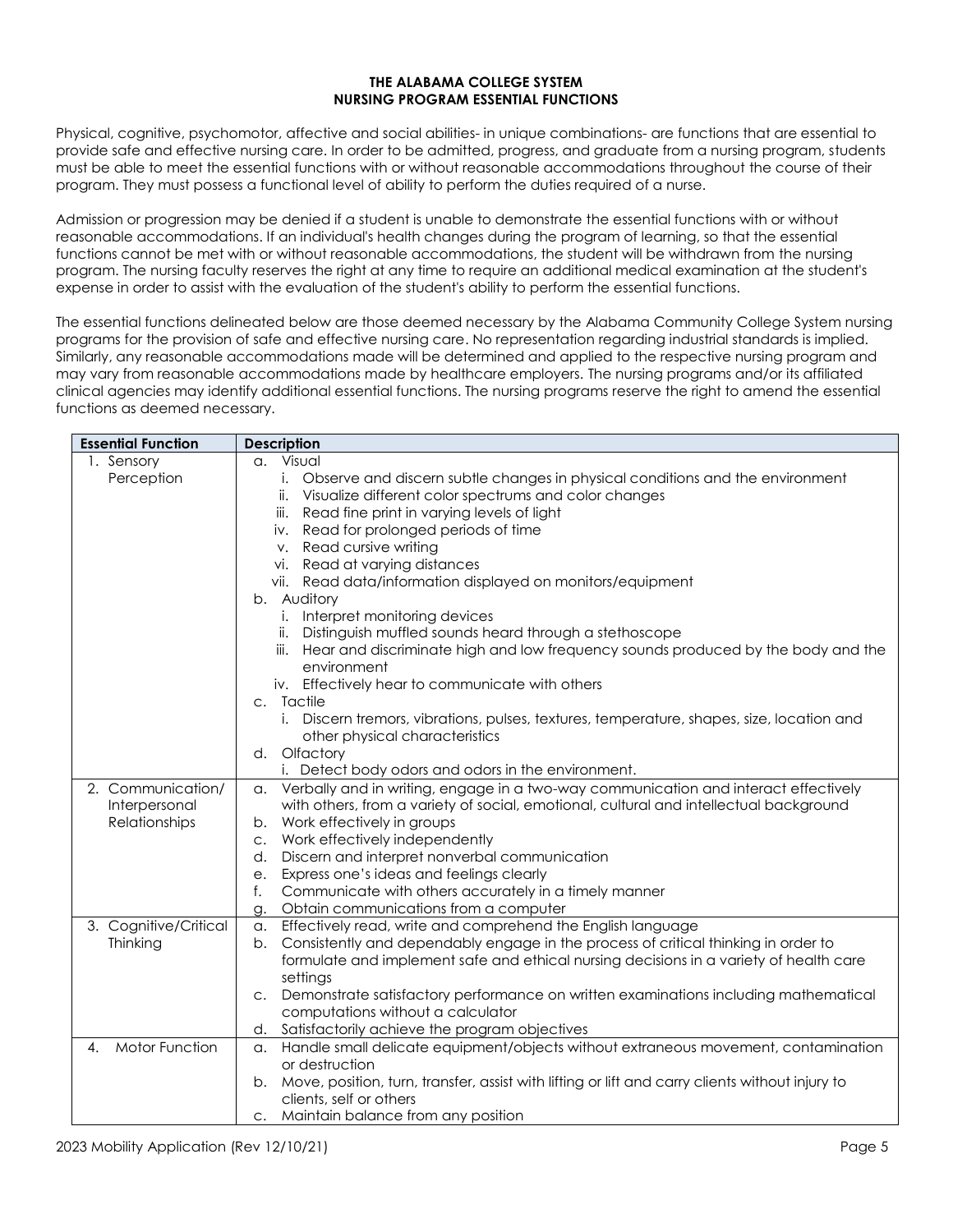# THE ALABAMA COLLEGE SYSTEM
## NURSING PROGRAM ESSENTIAL FUNCTIONS

Physical, cognitive, psychomotor, affective and social abilities- in unique combinations- are functions that are essential to provide safe and effective nursing care. In order to be admitted, progress, and graduate from a nursing program, students must be able to meet the essential functions with or without reasonable accommodations throughout the course of their program. They must possess a functional level of ability to perform the duties required of a nurse.

Admission or progression may be denied if a student is unable to demonstrate the essential functions with or without reasonable accommodations. If an individual's health changes during the program of learning, so that the essential functions cannot be met with or without reasonable accommodations, the student will be withdrawn from the nursing program. The nursing faculty reserves the right at any time to require an additional medical examination at the student's expense in order to assist with the evaluation of the student's ability to perform the essential functions.

The essential functions delineated below are those deemed necessary by the Alabama Community College System nursing programs for the provision of safe and effective nursing care. No representation regarding industrial standards is implied. Similarly, any reasonable accommodations made will be determined and applied to the respective nursing program and may vary from reasonable accommodations made by healthcare employers. The nursing programs and/or its affiliated clinical agencies may identify additional essential functions. The nursing programs reserve the right to amend the essential functions as deemed necessary.

| Essential Function | Description |
|---|---|
| 1. Sensory Perception | a. Visual<br>i. Observe and discern subtle changes in physical conditions and the environment<br>ii. Visualize different color spectrums and color changes<br>iii. Read fine print in varying levels of light<br>iv. Read for prolonged periods of time<br>v. Read cursive writing<br>vi. Read at varying distances<br>vii. Read data/information displayed on monitors/equipment<br>b. Auditory<br>i. Interpret monitoring devices<br>ii. Distinguish muffled sounds heard through a stethoscope<br>iii. Hear and discriminate high and low frequency sounds produced by the body and the environment<br>iv. Effectively hear to communicate with others<br>c. Tactile<br>i. Discern tremors, vibrations, pulses, textures, temperature, shapes, size, location and other physical characteristics<br>d. Olfactory<br>i. Detect body odors and odors in the environment. |
| 2. Communication/ Interpersonal Relationships | a. Verbally and in writing, engage in a two-way communication and interact effectively with others, from a variety of social, emotional, cultural and intellectual background<br>b. Work effectively in groups<br>c. Work effectively independently<br>d. Discern and interpret nonverbal communication<br>e. Express one's ideas and feelings clearly<br>f. Communicate with others accurately in a timely manner<br>g. Obtain communications from a computer |
| 3. Cognitive/Critical Thinking | a. Effectively read, write and comprehend the English language<br>b. Consistently and dependably engage in the process of critical thinking in order to formulate and implement safe and ethical nursing decisions in a variety of health care settings<br>c. Demonstrate satisfactory performance on written examinations including mathematical computations without a calculator<br>d. Satisfactorily achieve the program objectives |
| 4. Motor Function | a. Handle small delicate equipment/objects without extraneous movement, contamination or destruction<br>b. Move, position, turn, transfer, assist with lifting or lift and carry clients without injury to clients, self or others<br>c. Maintain balance from any position |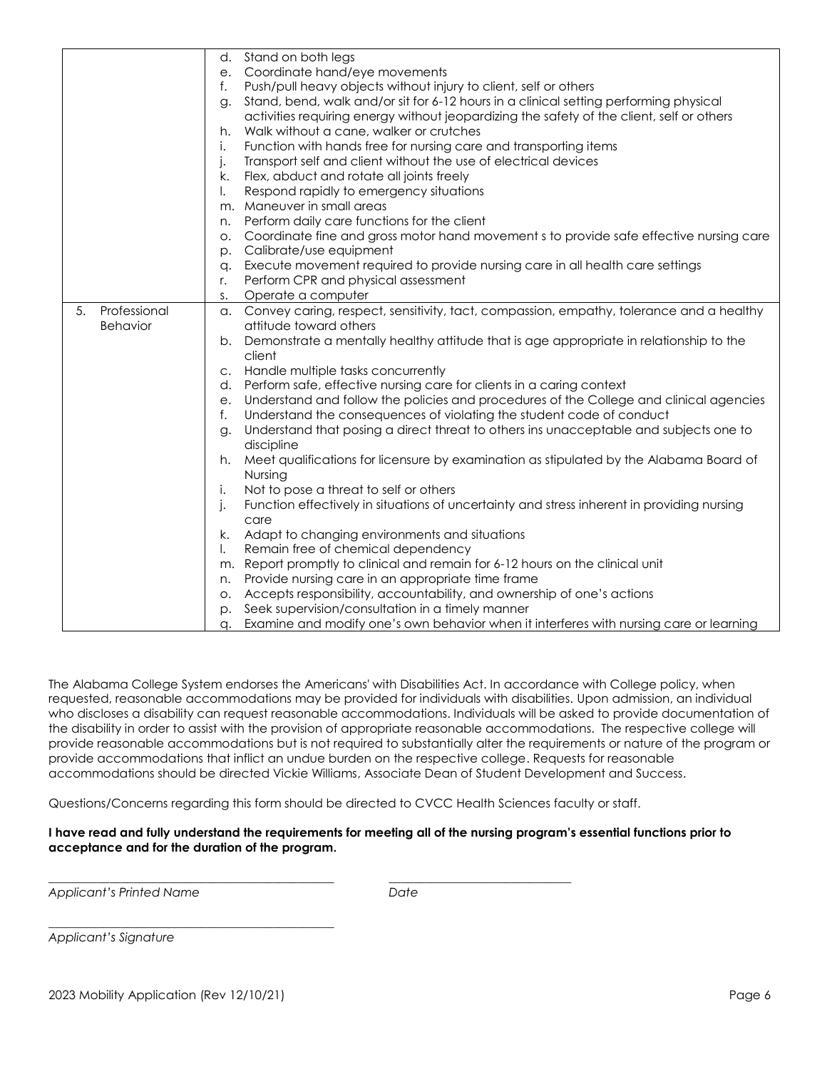| | |
|---|---|
| | d. Stand on both legs<br>e. Coordinate hand/eye movements<br>f. Push/pull heavy objects without injury to client, self or others<br>g. Stand, bend, walk and/or sit for 6-12 hours in a clinical setting performing physical activities requiring energy without jeopardizing the safety of the client, self or others<br>h. Walk without a cane, walker or crutches<br>i. Function with hands free for nursing care and transporting items<br>j. Transport self and client without the use of electrical devices<br>k. Flex, abduct and rotate all joints freely<br>l. Respond rapidly to emergency situations<br>m. Maneuver in small areas<br>n. Perform daily care functions for the client<br>o. Coordinate fine and gross motor hand movement s to provide safe effective nursing care<br>p. Calibrate/use equipment<br>q. Execute movement required to provide nursing care in all health care settings<br>r. Perform CPR and physical assessment<br>s. Operate a computer |
| 5. Professional Behavior | a. Convey caring, respect, sensitivity, tact, compassion, empathy, tolerance and a healthy attitude toward others<br>b. Demonstrate a mentally healthy attitude that is age appropriate in relationship to the client<br>c. Handle multiple tasks concurrently<br>d. Perform safe, effective nursing care for clients in a caring context<br>e. Understand and follow the policies and procedures of the College and clinical agencies<br>f. Understand the consequences of violating the student code of conduct<br>g. Understand that posing a direct threat to others ins unacceptable and subjects one to discipline<br>h. Meet qualifications for licensure by examination as stipulated by the Alabama Board of Nursing<br>i. Not to pose a threat to self or others<br>j. Function effectively in situations of uncertainty and stress inherent in providing nursing care<br>k. Adapt to changing environments and situations<br>l. Remain free of chemical dependency<br>m. Report promptly to clinical and remain for 6-12 hours on the clinical unit<br>n. Provide nursing care in an appropriate time frame<br>o. Accepts responsibility, accountability, and ownership of one's actions<br>p. Seek supervision/consultation in a timely manner<br>q. Examine and modify one's own behavior when it interferes with nursing care or learning |

The Alabama College System endorses the Americans' with Disabilities Act. In accordance with College policy, when requested, reasonable accommodations may be provided for individuals with disabilities. Upon admission, an individual who discloses a disability can request reasonable accommodations. Individuals will be asked to provide documentation of the disability in order to assist with the provision of appropriate reasonable accommodations. The respective college will provide reasonable accommodations but is not required to substantially alter the requirements or nature of the program or provide accommodations that inflict an undue burden on the respective college. Requests for reasonable accommodations should be directed Vickie Williams, Associate Dean of Student Development and Success.

Questions/Concerns regarding this form should be directed to CVCC Health Sciences faculty or staff.

**I have read and fully understand the requirements for meeting all of the nursing program's essential functions prior to acceptance and for the duration of the program.**

_______________________________________________ _____________________________

*Applicant's Printed Name* *Date*

_______________________________________________

*Applicant's Signature*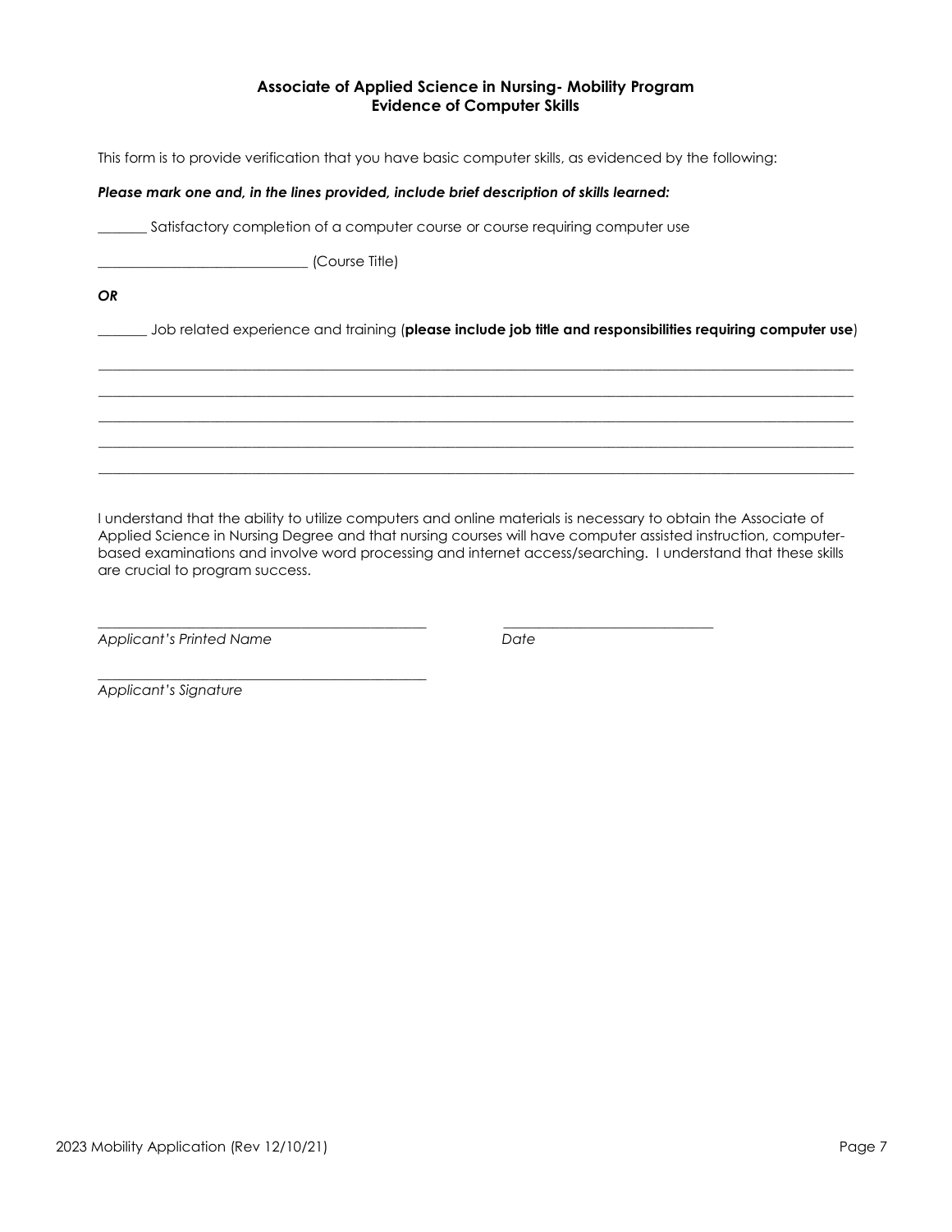**Associate of Applied Science in Nursing- Mobility Program**
**Evidence of Computer Skills**

This form is to provide verification that you have basic computer skills, as evidenced by the following:

***Please mark one and, in the lines provided, include brief description of skills learned:***

_______ Satisfactory completion of a computer course or course requiring computer use

______________________________ (Course Title)

***OR***

_______ Job related experience and training (**please include job title and responsibilities requiring computer use**)

________________________________________________________________________________________________

________________________________________________________________________________________________

________________________________________________________________________________________________

________________________________________________________________________________________________

________________________________________________________________________________________________

I understand that the ability to utilize computers and online materials is necessary to obtain the Associate of Applied Science in Nursing Degree and that nursing courses will have computer assisted instruction, computer-based examinations and involve word processing and internet access/searching. I understand that these skills are crucial to program success.

_______________________________________________ _______________________________

*Applicant's Printed Name* *Date*

_______________________________________________

*Applicant's Signature*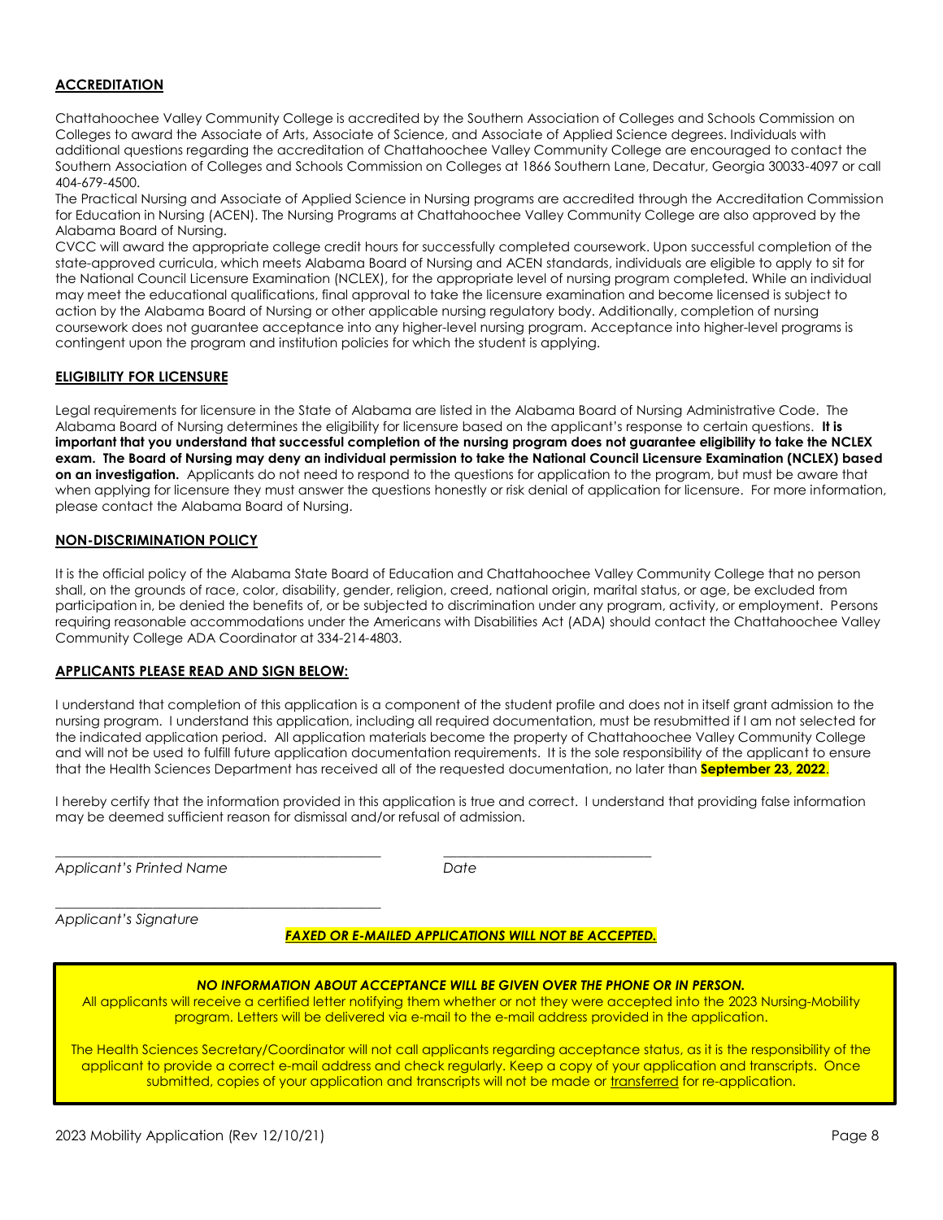## ACCREDITATION

Chattahoochee Valley Community College is accredited by the Southern Association of Colleges and Schools Commission on Colleges to award the Associate of Arts, Associate of Science, and Associate of Applied Science degrees. Individuals with additional questions regarding the accreditation of Chattahoochee Valley Community College are encouraged to contact the Southern Association of Colleges and Schools Commission on Colleges at 1866 Southern Lane, Decatur, Georgia 30033-4097 or call 404-679-4500.

The Practical Nursing and Associate of Applied Science in Nursing programs are accredited through the Accreditation Commission for Education in Nursing (ACEN). The Nursing Programs at Chattahoochee Valley Community College are also approved by the Alabama Board of Nursing.

CVCC will award the appropriate college credit hours for successfully completed coursework. Upon successful completion of the state-approved curricula, which meets Alabama Board of Nursing and ACEN standards, individuals are eligible to apply to sit for the National Council Licensure Examination (NCLEX), for the appropriate level of nursing program completed. While an individual may meet the educational qualifications, final approval to take the licensure examination and become licensed is subject to action by the Alabama Board of Nursing or other applicable nursing regulatory body. Additionally, completion of nursing coursework does not guarantee acceptance into any higher-level nursing program. Acceptance into higher-level programs is contingent upon the program and institution policies for which the student is applying.

## ELIGIBILITY FOR LICENSURE

Legal requirements for licensure in the State of Alabama are listed in the Alabama Board of Nursing Administrative Code. The Alabama Board of Nursing determines the eligibility for licensure based on the applicant's response to certain questions. **It is important that you understand that successful completion of the nursing program does not guarantee eligibility to take the NCLEX exam. The Board of Nursing may deny an individual permission to take the National Council Licensure Examination (NCLEX) based on an investigation.** Applicants do not need to respond to the questions for application to the program, but must be aware that when applying for licensure they must answer the questions honestly or risk denial of application for licensure. For more information, please contact the Alabama Board of Nursing.

## NON-DISCRIMINATION POLICY

It is the official policy of the Alabama State Board of Education and Chattahoochee Valley Community College that no person shall, on the grounds of race, color, disability, gender, religion, creed, national origin, marital status, or age, be excluded from participation in, be denied the benefits of, or be subjected to discrimination under any program, activity, or employment. Persons requiring reasonable accommodations under the Americans with Disabilities Act (ADA) should contact the Chattahoochee Valley Community College ADA Coordinator at 334-214-4803.

## APPLICANTS PLEASE READ AND SIGN BELOW:

I understand that completion of this application is a component of the student profile and does not in itself grant admission to the nursing program. I understand this application, including all required documentation, must be resubmitted if I am not selected for the indicated application period. All application materials become the property of Chattahoochee Valley Community College and will not be used to fulfill future application documentation requirements. It is the sole responsibility of the applicant to ensure that the Health Sciences Department has received all of the requested documentation, no later than **September 23, 2022**.

I hereby certify that the information provided in this application is true and correct. I understand that providing false information may be deemed sufficient reason for dismissal and/or refusal of admission.

\_\_\_\_\_\_\_\_\_\_\_\_\_\_\_\_\_\_\_\_\_\_\_\_\_\_\_\_\_\_\_\_\_\_\_\_\_\_\_\_ \_\_\_\_\_\_\_\_\_\_\_\_\_\_\_\_\_\_\_\_\_\_\_\_\_\_\_\_\_\_

*Applicant's Printed Name* *Date*

\_\_\_\_\_\_\_\_\_\_\_\_\_\_\_\_\_\_\_\_\_\_\_\_\_\_\_\_\_\_\_\_\_\_\_\_\_\_\_\_

*Applicant's Signature*

***FAXED OR E-MAILED APPLICATIONS WILL NOT BE ACCEPTED.***

***NO INFORMATION ABOUT ACCEPTANCE WILL BE GIVEN OVER THE PHONE OR IN PERSON.***

All applicants will receive a certified letter notifying them whether or not they were accepted into the 2023 Nursing-Mobility program. Letters will be delivered via e-mail to the e-mail address provided in the application.

The Health Sciences Secretary/Coordinator will not call applicants regarding acceptance status, as it is the responsibility of the applicant to provide a correct e-mail address and check regularly. Keep a copy of your application and transcripts. Once submitted, copies of your application and transcripts will not be made or transferred for re-application.